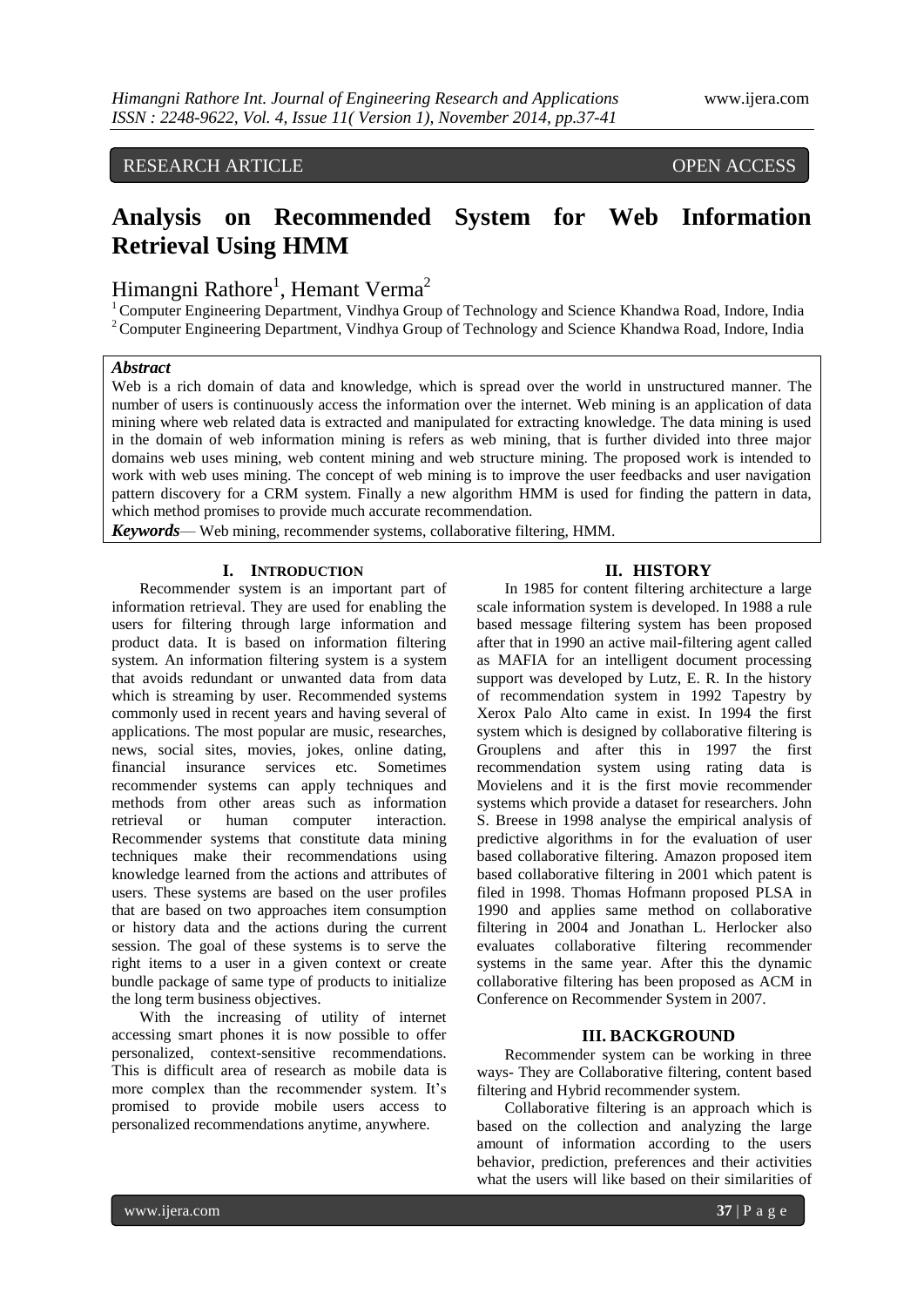RESEARCH ARTICLE OPEN ACCESS

# Analysis on Recommended System for Web Information Retrieval Using HMM

Himangni Rathore[1], Hemant Verma[2]

[1] Computer Engineering Department, Vindhya Group of Technology and Science Khandwa Road, Indore, India
[2] Computer Engineering Department, Vindhya Group of Technology and Science Khandwa Road, Indore, India

***Abstract***

Web is a rich domain of data and knowledge, which is spread over the world in unstructured manner. The number of users is continuously access the information over the internet. Web mining is an application of data mining where web related data is extracted and manipulated for extracting knowledge. The data mining is used in the domain of web information mining is refers as web mining, that is further divided into three major domains web uses mining, web content mining and web structure mining. The proposed work is intended to work with web uses mining. The concept of web mining is to improve the user feedbacks and user navigation pattern discovery for a CRM system. Finally a new algorithm HMM is used for finding the pattern in data, which method promises to provide much accurate recommendation.

***Keywords*****—** Web mining, recommender systems, collaborative filtering, HMM.

## I. Introduction

Recommender system is an important part of information retrieval. They are used for enabling the users for filtering through large information and product data. It is based on information filtering system. An information filtering system is a system that avoids redundant or unwanted data from data which is streaming by user. Recommended systems commonly used in recent years and having several of applications. The most popular are music, researches, news, social sites, movies, jokes, online dating, financial insurance services etc. Sometimes recommender systems can apply techniques and methods from other areas such as information retrieval or human computer interaction. Recommender systems that constitute data mining techniques make their recommendations using knowledge learned from the actions and attributes of users. These systems are based on the user profiles that are based on two approaches item consumption or history data and the actions during the current session. The goal of these systems is to serve the right items to a user in a given context or create bundle package of same type of products to initialize the long term business objectives.

With the increasing of utility of internet accessing smart phones it is now possible to offer personalized, context-sensitive recommendations. This is difficult area of research as mobile data is more complex than the recommender system. It's promised to provide mobile users access to personalized recommendations anytime, anywhere.

## II. History

In 1985 for content filtering architecture a large scale information system is developed. In 1988 a rule based message filtering system has been proposed after that in 1990 an active mail-filtering agent called as MAFIA for an intelligent document processing support was developed by Lutz, E. R. In the history of recommendation system in 1992 Tapestry by Xerox Palo Alto came in exist. In 1994 the first system which is designed by collaborative filtering is Grouplens and after this in 1997 the first recommendation system using rating data is Movielens and it is the first movie recommender systems which provide a dataset for researchers. John S. Breese in 1998 analyse the empirical analysis of predictive algorithms in for the evaluation of user based collaborative filtering. Amazon proposed item based collaborative filtering in 2001 which patent is filed in 1998. Thomas Hofmann proposed PLSA in 1990 and applies same method on collaborative filtering in 2004 and Jonathan L. Herlocker also evaluates collaborative filtering recommender systems in the same year. After this the dynamic collaborative filtering has been proposed as ACM in Conference on Recommender System in 2007.

## III. Background

Recommender system can be working in three ways- They are Collaborative filtering, content based filtering and Hybrid recommender system.

Collaborative filtering is an approach which is based on the collection and analyzing the large amount of information according to the users behavior, prediction, preferences and their activities what the users will like based on their similarities of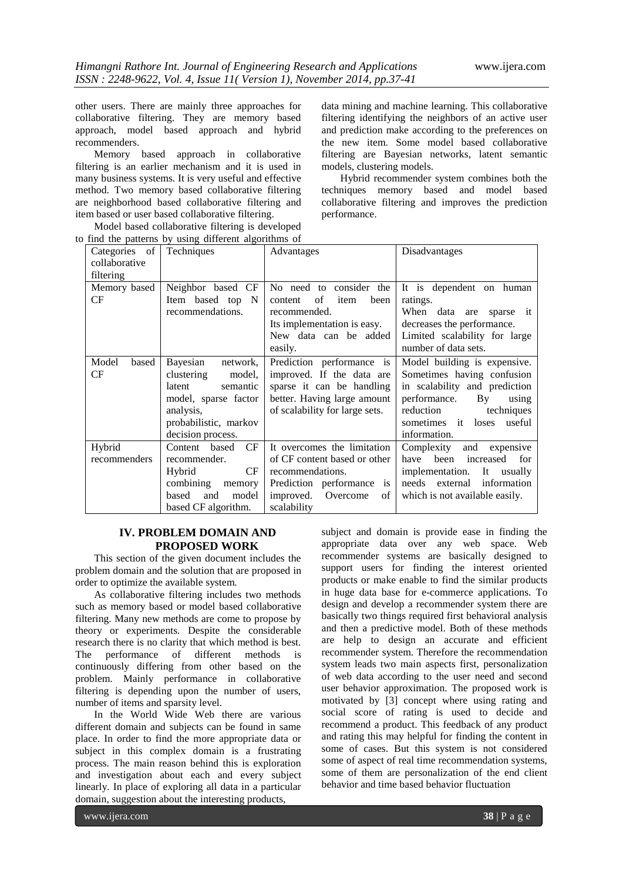other users. There are mainly three approaches for collaborative filtering. They are memory based approach, model based approach and hybrid recommenders.

Memory based approach in collaborative filtering is an earlier mechanism and it is used in many business systems. It is very useful and effective method. Two memory based collaborative filtering are neighborhood based collaborative filtering and item based or user based collaborative filtering.

Model based collaborative filtering is developed to find the patterns by using different algorithms of data mining and machine learning. This collaborative filtering identifying the neighbors of an active user and prediction make according to the preferences on the new item. Some model based collaborative filtering are Bayesian networks, latent semantic models, clustering models.

Hybrid recommender system combines both the techniques memory based and model based collaborative filtering and improves the prediction performance.

| Categories of collaborative filtering | Techniques | Advantages | Disadvantages |
|---|---|---|---|
| Memory based CF | Neighbor based CF Item based top N recommendations. | No need to consider the content of item been recommended. Its implementation is easy. New data can be added easily. | It is dependent on human ratings. When data are sparse it decreases the performance. Limited scalability for large number of data sets. |
| Model based CF | Bayesian network, clustering model, latent semantic model, sparse factor analysis, probabilistic, markov decision process. | Prediction performance is improved. If the data are sparse it can be handling better. Having large amount of scalability for large sets. | Model building is expensive. Sometimes having confusion in scalability and prediction performance. By using reduction techniques sometimes it loses useful information. |
| Hybrid recommenders | Content based CF recommender. Hybrid CF combining memory based and model based CF algorithm. | It overcomes the limitation of CF content based or other recommendations. Prediction performance is improved. Overcome of scalability | Complexity and expensive have been increased for implementation. It usually needs external information which is not available easily. |

## IV. PROBLEM DOMAIN AND PROPOSED WORK

This section of the given document includes the problem domain and the solution that are proposed in order to optimize the available system.

As collaborative filtering includes two methods such as memory based or model based collaborative filtering. Many new methods are come to propose by theory or experiments. Despite the considerable research there is no clarity that which method is best. The performance of different methods is continuously differing from other based on the problem. Mainly performance in collaborative filtering is depending upon the number of users, number of items and sparsity level.

In the World Wide Web there are various different domain and subjects can be found in same place. In order to find the more appropriate data or subject in this complex domain is a frustrating process. The main reason behind this is exploration and investigation about each and every subject linearly. In place of exploring all data in a particular domain, suggestion about the interesting products, subject and domain is provide ease in finding the appropriate data over any web space. Web recommender systems are basically designed to support users for finding the interest oriented products or make enable to find the similar products in huge data base for e-commerce applications. To design and develop a recommender system there are basically two things required first behavioral analysis and then a predictive model. Both of these methods are help to design an accurate and efficient recommender system. Therefore the recommendation system leads two main aspects first, personalization of web data according to the user need and second user behavior approximation. The proposed work is motivated by [3] concept where using rating and social score of rating is used to decide and recommend a product. This feedback of any product and rating this may helpful for finding the content in some of cases. But this system is not considered some of aspect of real time recommendation systems, some of them are personalization of the end client behavior and time based behavior fluctuation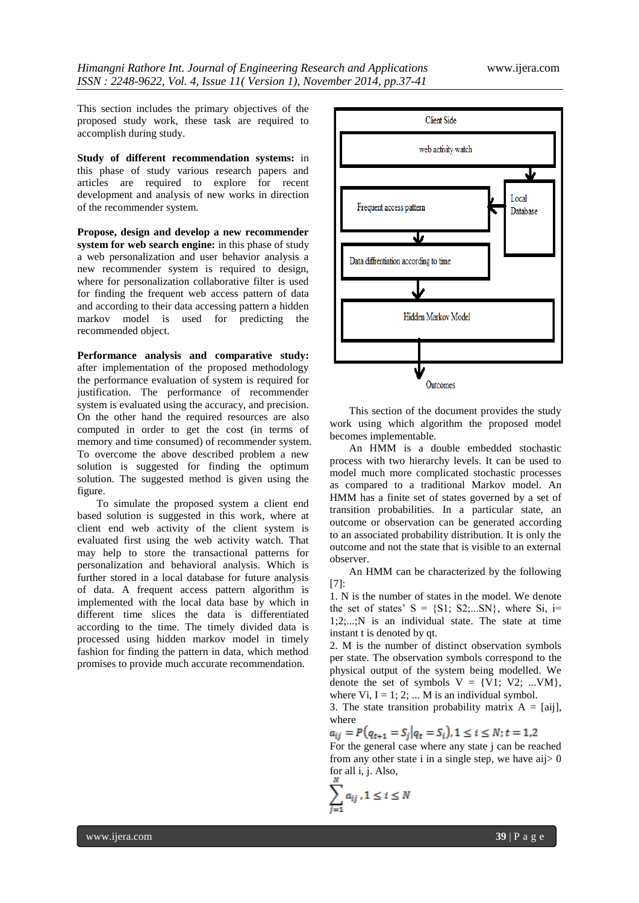This section includes the primary objectives of the proposed study work, these task are required to accomplish during study.

**Study of different recommendation systems:** in this phase of study various research papers and articles are required to explore for recent development and analysis of new works in direction of the recommender system.

**Propose, design and develop a new recommender system for web search engine:** in this phase of study a web personalization and user behavior analysis a new recommender system is required to design, where for personalization collaborative filter is used for finding the frequent web access pattern of data and according to their data accessing pattern a hidden markov model is used for predicting the recommended object.

**Performance analysis and comparative study:** after implementation of the proposed methodology the performance evaluation of system is required for justification. The performance of recommender system is evaluated using the accuracy, and precision. On the other hand the required resources are also computed in order to get the cost (in terms of memory and time consumed) of recommender system. To overcome the above described problem a new solution is suggested for finding the optimum solution. The suggested method is given using the figure.

To simulate the proposed system a client end based solution is suggested in this work, where at client end web activity of the client system is evaluated first using the web activity watch. That may help to store the transactional patterns for personalization and behavioral analysis. Which is further stored in a local database for future analysis of data. A frequent access pattern algorithm is implemented with the local data base by which in different time slices the data is differentiated according to the time. The timely divided data is processed using hidden markov model in timely fashion for finding the pattern in data, which method promises to provide much accurate recommendation.

Client Side

web activity watch

Frequent access pattern

Local Database

Data differentiation according to time

Hidden Markov Model

Outcomes

This section of the document provides the study work using which algorithm the proposed model becomes implementable.

An HMM is a double embedded stochastic process with two hierarchy levels. It can be used to model much more complicated stochastic processes as compared to a traditional Markov model. An HMM has a finite set of states governed by a set of transition probabilities. In a particular state, an outcome or observation can be generated according to an associated probability distribution. It is only the outcome and not the state that is visible to an external observer.

An HMM can be characterized by the following [7]:

1. N is the number of states in the model. We denote the set of states' S = {S1; S2;...SN}, where Si, i= 1;2;...;N is an individual state. The state at time instant t is denoted by qt.
2. M is the number of distinct observation symbols per state. The observation symbols correspond to the physical output of the system being modelled. We denote the set of symbols V = {V1; V2; ...VM}, where Vi, I = 1; 2; ... M is an individual symbol.
3. The state transition probability matrix A = [aij], where

$$a_{ij} = P\left(q_{t+1} = S_j \middle| q_t = S_i\right), 1 \leq i \leq N; t = 1,2$$

For the general case where any state j can be reached from any other state i in a single step, we have aij> 0 for all i, j. Also,

$$\sum_{j=1}^{N} a_{ij}, 1 \leq i \leq N$$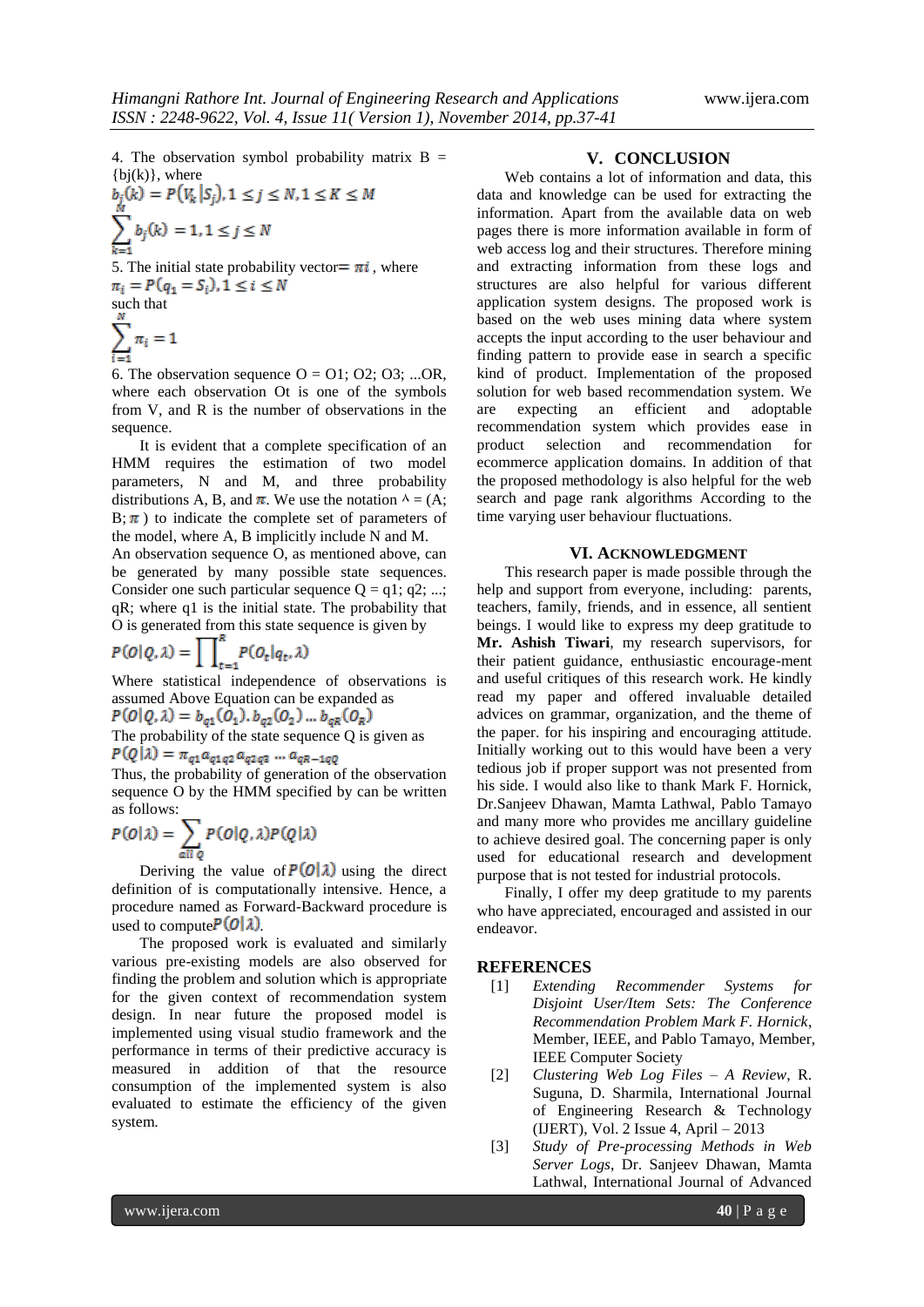4. The observation symbol probability matrix B = {bj(k)}, where

$$b_j(k) = P(V_k|S_j), 1 \leq j \leq N, 1 \leq K \leq M$$

$$\sum_{k=1}^{M} b_j(k) = 1, 1 \leq j \leq N$$

5. The initial state probability vector= $\pi i$ , where

$$\pi_i = P(q_1 = S_i), 1 \leq i \leq N$$

such that

$$\sum_{i=1}^{N} \pi_i = 1$$

6. The observation sequence O = O1; O2; O3; ...OR, where each observation Ot is one of the symbols from V, and R is the number of observations in the sequence.

It is evident that a complete specification of an HMM requires the estimation of two model parameters, N and M, and three probability distributions A, B, and $\pi$. We use the notation ^ = (A; B; $\pi$ ) to indicate the complete set of parameters of the model, where A, B implicitly include N and M.

An observation sequence O, as mentioned above, can be generated by many possible state sequences. Consider one such particular sequence Q = q1; q2; ...; qR; where q1 is the initial state. The probability that O is generated from this state sequence is given by

$$P(O|Q,\lambda) = \prod_{t=1}^{R} P(O_t|q_t,\lambda)$$

Where statistical independence of observations is assumed Above Equation can be expanded as

$$P(O|Q,\lambda) = b_{q1}(O_1).b_{q2}(O_2)\dots b_{qR}(O_R)$$

The probability of the state sequence Q is given as

$$P(Q|\lambda) = \pi_{q1} a_{q1q2} a_{q2q3} \dots a_{qR-1qQ}$$

Thus, the probability of generation of the observation sequence O by the HMM specified by can be written as follows:

$$P(O|\lambda) = \sum_{all\ Q} P(O|Q,\lambda)P(Q|\lambda)$$

Deriving the value of $P(O|\lambda)$ using the direct definition of is computationally intensive. Hence, a procedure named as Forward-Backward procedure is used to compute $P(O|\lambda)$.

The proposed work is evaluated and similarly various pre-existing models are also observed for finding the problem and solution which is appropriate for the given context of recommendation system design. In near future the proposed model is implemented using visual studio framework and the performance in terms of their predictive accuracy is measured in addition of that the resource consumption of the implemented system is also evaluated to estimate the efficiency of the given system.

## V. CONCLUSION

Web contains a lot of information and data, this data and knowledge can be used for extracting the information. Apart from the available data on web pages there is more information available in form of web access log and their structures. Therefore mining and extracting information from these logs and structures are also helpful for various different application system designs. The proposed work is based on the web uses mining data where system accepts the input according to the user behaviour and finding pattern to provide ease in search a specific kind of product. Implementation of the proposed solution for web based recommendation system. We are expecting an efficient and adoptable recommendation system which provides ease in product selection and recommendation for ecommerce application domains. In addition of that the proposed methodology is also helpful for the web search and page rank algorithms According to the time varying user behaviour fluctuations.

## VI. ACKNOWLEDGMENT

This research paper is made possible through the help and support from everyone, including: parents, teachers, family, friends, and in essence, all sentient beings. I would like to express my deep gratitude to **Mr. Ashish Tiwari**, my research supervisors, for their patient guidance, enthusiastic encourage-ment and useful critiques of this research work. He kindly read my paper and offered invaluable detailed advices on grammar, organization, and the theme of the paper. for his inspiring and encouraging attitude. Initially working out to this would have been a very tedious job if proper support was not presented from his side. I would also like to thank Mark F. Hornick, Dr.Sanjeev Dhawan, Mamta Lathwal, Pablo Tamayo and many more who provides me ancillary guideline to achieve desired goal. The concerning paper is only used for educational research and development purpose that is not tested for industrial protocols.

Finally, I offer my deep gratitude to my parents who have appreciated, encouraged and assisted in our endeavor.

## REFERENCES

[1] *Extending Recommender Systems for Disjoint User/Item Sets: The Conference Recommendation Problem Mark F. Hornick*, Member, IEEE, and Pablo Tamayo, Member, IEEE Computer Society

[2] *Clustering Web Log Files – A Review*, R. Suguna, D. Sharmila, International Journal of Engineering Research & Technology (IJERT), Vol. 2 Issue 4, April – 2013

[3] *Study of Pre-processing Methods in Web Server Logs*, Dr. Sanjeev Dhawan, Mamta Lathwal, International Journal of Advanced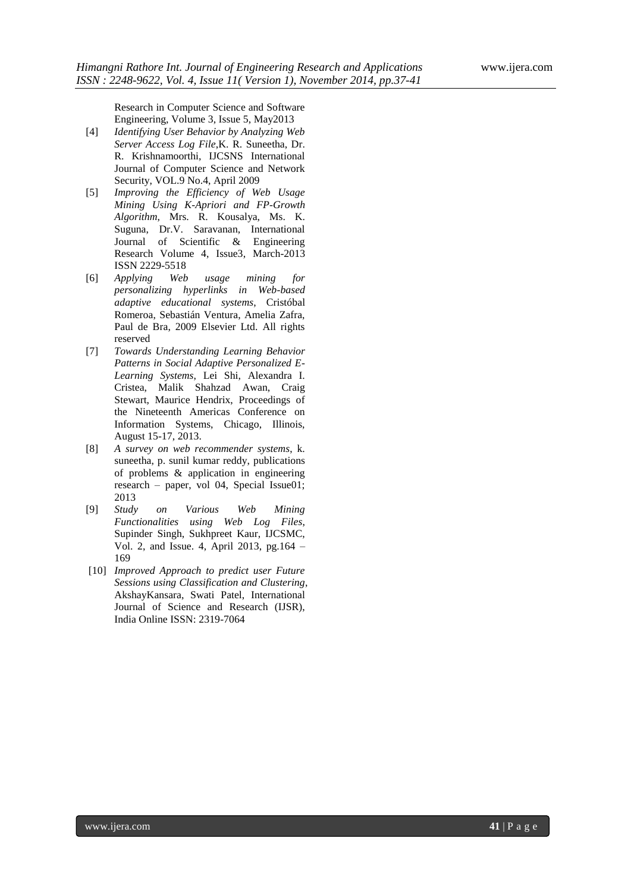Research in Computer Science and Software Engineering, Volume 3, Issue 5, May2013

[4] *Identifying User Behavior by Analyzing Web Server Access Log File*,K. R. Suneetha, Dr. R. Krishnamoorthi, IJCSNS International Journal of Computer Science and Network Security, VOL.9 No.4, April 2009

[5] *Improving the Efficiency of Web Usage Mining Using K-Apriori and FP-Growth Algorithm*, Mrs. R. Kousalya, Ms. K. Suguna, Dr.V. Saravanan, International Journal of Scientific & Engineering Research Volume 4, Issue3, March-2013 ISSN 2229-5518

[6] *Applying Web usage mining for personalizing hyperlinks in Web-based adaptive educational systems*, Cristóbal Romeroa, Sebastián Ventura, Amelia Zafra, Paul de Bra, 2009 Elsevier Ltd. All rights reserved

[7] *Towards Understanding Learning Behavior Patterns in Social Adaptive Personalized E-Learning Systems*, Lei Shi, Alexandra I. Cristea, Malik Shahzad Awan, Craig Stewart, Maurice Hendrix, Proceedings of the Nineteenth Americas Conference on Information Systems, Chicago, Illinois, August 15-17, 2013.

[8] *A survey on web recommender systems*, k. suneetha, p. sunil kumar reddy, publications of problems & application in engineering research – paper, vol 04, Special Issue01; 2013

[9] *Study on Various Web Mining Functionalities using Web Log Files*, Supinder Singh, Sukhpreet Kaur, IJCSMC, Vol. 2, and Issue. 4, April 2013, pg.164 – 169

[10] *Improved Approach to predict user Future Sessions using Classification and Clustering*, AkshayKansara, Swati Patel, International Journal of Science and Research (IJSR), India Online ISSN: 2319-7064